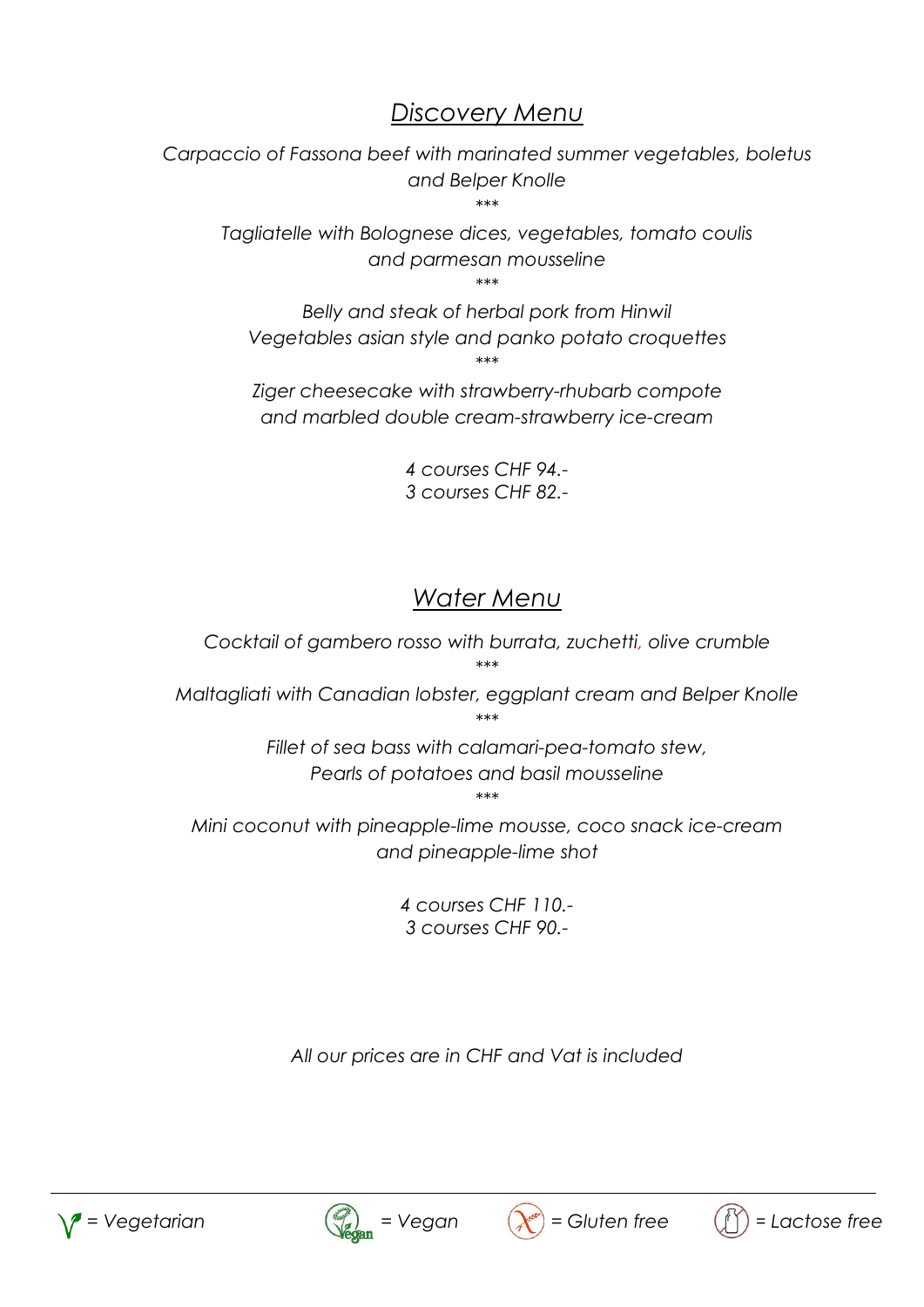## *Discovery Menu*

*Carpaccio of Fassona beef with marinated summer vegetables, boletus and Belper Knolle*

\*\*\*

*Tagliatelle with Bolognese dices, vegetables, tomato coulis and parmesan mousseline*

\*\*\*

*Belly and steak of herbal pork from Hinwil*
*Vegetables asian style and panko potato croquettes*

\*\*\*

*Ziger cheesecake with strawberry-rhubarb compote and marbled double cream-strawberry ice-cream*

*4 courses CHF 94.-*
*3 courses CHF 82.-*

## *Water Menu*

*Cocktail of gambero rosso with burrata, zuchetti, olive crumble*

\*\*\*

*Maltagliati with Canadian lobster, eggplant cream and Belper Knolle*

\*\*\*

*Fillet of sea bass with calamari-pea-tomato stew,*
*Pearls of potatoes and basil mousseline*

\*\*\*

*Mini coconut with pineapple-lime mousse, coco snack ice-cream and pineapple-lime shot*

*4 courses CHF 110.-*
*3 courses CHF 90.-*

*All our prices are in CHF and Vat is included*

---

*= Vegetarian* *= Vegan* *= Gluten free* *= Lactose free*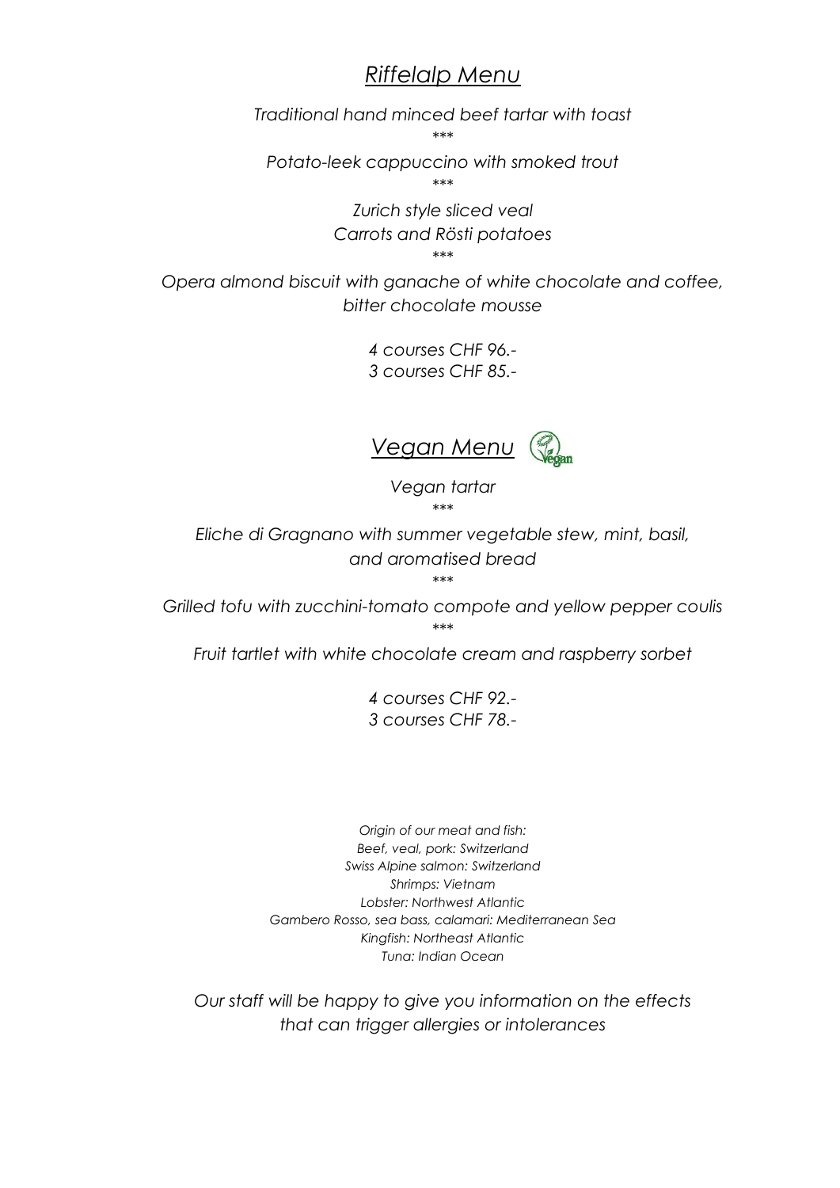## *Riffelalp Menu*

*Traditional hand minced beef tartar with toast*

*\*\*\**

*Potato-leek cappuccino with smoked trout*

*\*\*\**

*Zurich style sliced veal*
*Carrots and Rösti potatoes*

*\*\*\**

*Opera almond biscuit with ganache of white chocolate and coffee, bitter chocolate mousse*

*4 courses CHF 96.-*
*3 courses CHF 85.-*

## *Vegan Menu*

*Vegan tartar*

*\*\*\**

*Eliche di Gragnano with summer vegetable stew, mint, basil, and aromatised bread*

*\*\*\**

*Grilled tofu with zucchini-tomato compote and yellow pepper coulis*

*\*\*\**

*Fruit tartlet with white chocolate cream and raspberry sorbet*

*4 courses CHF 92.-*
*3 courses CHF 78.-*

*Origin of our meat and fish:*
*Beef, veal, pork: Switzerland*
*Swiss Alpine salmon: Switzerland*
*Shrimps: Vietnam*
*Lobster: Northwest Atlantic*
*Gambero Rosso, sea bass, calamari: Mediterranean Sea*
*Kingfish: Northeast Atlantic*
*Tuna: Indian Ocean*

*Our staff will be happy to give you information on the effects that can trigger allergies or intolerances*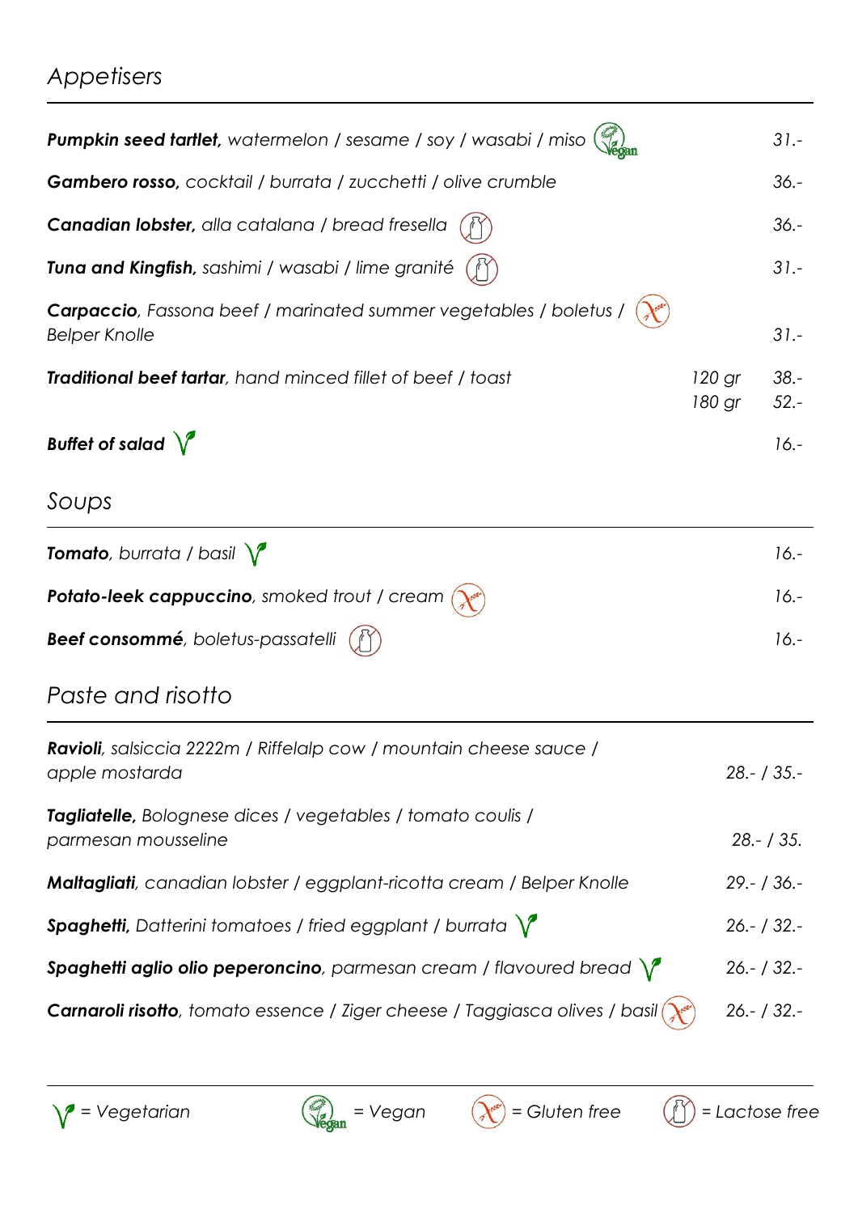## Appetisers

| Dish | | Price |
|---|---|---|
| ***Pumpkin seed tartlet,*** *watermelon / sesame / soy / wasabi / miso* (Vegan) | | *31.-* |
| ***Gambero rosso,*** *cocktail / burrata / zucchetti / olive crumble* | | *36.-* |
| ***Canadian lobster,*** *alla catalana / bread fresella* (Lactose free) | | *36.-* |
| ***Tuna and Kingfish,*** *sashimi / wasabi / lime granité* (Lactose free) | | *31.-* |
| ***Carpaccio****, Fassona beef / marinated summer vegetables / boletus / Belper Knolle* (Gluten free) | | *31.-* |
| ***Traditional beef tartar****, hand minced fillet of beef / toast* | *120 gr* | *38.-* |
| | *180 gr* | *52.-* |
| ***Buffet of salad*** (Vegetarian) | | *16.-* |

## Soups

| Dish | Price |
|---|---|
| ***Tomato****, burrata / basil* (Vegetarian) | *16.-* |
| ***Potato-leek cappuccino****, smoked trout / cream* (Gluten free) | *16.-* |
| ***Beef consommé****, boletus-passatelli* (Lactose free) | *16.-* |

## Paste and risotto

| Dish | Price |
|---|---|
| ***Ravioli****, salsiccia 2222m / Riffelalp cow / mountain cheese sauce / apple mostarda* | *28.- / 35.-* |
| ***Tagliatelle,*** *Bolognese dices / vegetables / tomato coulis / parmesan mousseline* | *28.- / 35.* |
| ***Maltagliati****, canadian lobster / eggplant-ricotta cream / Belper Knolle* | *29.- / 36.-* |
| ***Spaghetti,*** *Datterini tomatoes / fried eggplant / burrata* (Vegetarian) | *26.- / 32.-* |
| ***Spaghetti aglio olio peperoncino****, parmesan cream / flavoured bread* (Vegetarian) | *26.- / 32.-* |
| ***Carnaroli risotto****, tomato essence / Ziger cheese / Taggiasca olives / basil* (Gluten free) | *26.- / 32.-* |

*= Vegetarian* | *= Vegan* | *= Gluten free* | *= Lactose free*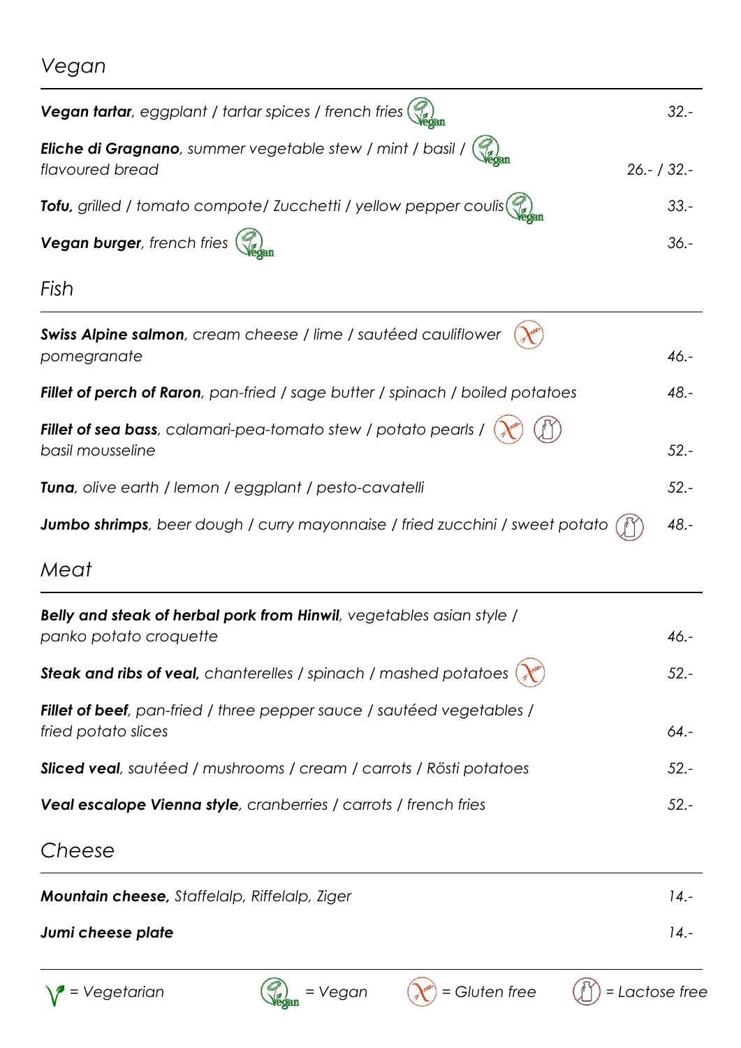## Vegan

| | |
|---|---|
| ***Vegan tartar**, eggplant / tartar spices / french fries* (Vegan) | *32.-* |
| ***Eliche di Gragnano**, summer vegetable stew / mint / basil / flavoured bread* (Vegan) | *26.- / 32.-* |
| ***Tofu,** grilled / tomato compote/ Zucchetti / yellow pepper coulis* (Vegan) | *33.-* |
| ***Vegan burger**, french fries* (Vegan) | *36.-* |

## Fish

| | |
|---|---|
| ***Swiss Alpine salmon**, cream cheese / lime / sautéed cauliflower pomegranate* (Gluten free) | *46.-* |
| ***Fillet of perch of Raron**, pan-fried / sage butter / spinach / boiled potatoes* | *48.-* |
| ***Fillet of sea bass**, calamari-pea-tomato stew / potato pearls / basil mousseline* (Gluten free) (Lactose free) | *52.-* |
| ***Tuna**, olive earth / lemon / eggplant / pesto-cavatelli* | *52.-* |
| ***Jumbo shrimps**, beer dough / curry mayonnaise / fried zucchini / sweet potato* (Lactose free) | *48.-* |

## Meat

| | |
|---|---|
| ***Belly and steak of herbal pork from Hinwil**, vegetables asian style / panko potato croquette* | *46.-* |
| ***Steak and ribs of veal,** chanterelles / spinach / mashed potatoes* (Gluten free) | *52.-* |
| ***Fillet of beef**, pan-fried / three pepper sauce / sautéed vegetables / fried potato slices* | *64.-* |
| ***Sliced veal**, sautéed / mushrooms / cream / carrots / Rösti potatoes* | *52.-* |
| ***Veal escalope Vienna style**, cranberries / carrots / french fries* | *52.-* |

## Cheese

| | |
|---|---|
| ***Mountain cheese,** Staffelalp, Riffelalp, Ziger* | *14.-* |
| ***Jumi cheese plate*** | *14.-* |

*V = Vegetarian* | *(Vegan) = Vegan* | *(Gluten free) = Gluten free* | *(Lactose free) = Lactose free*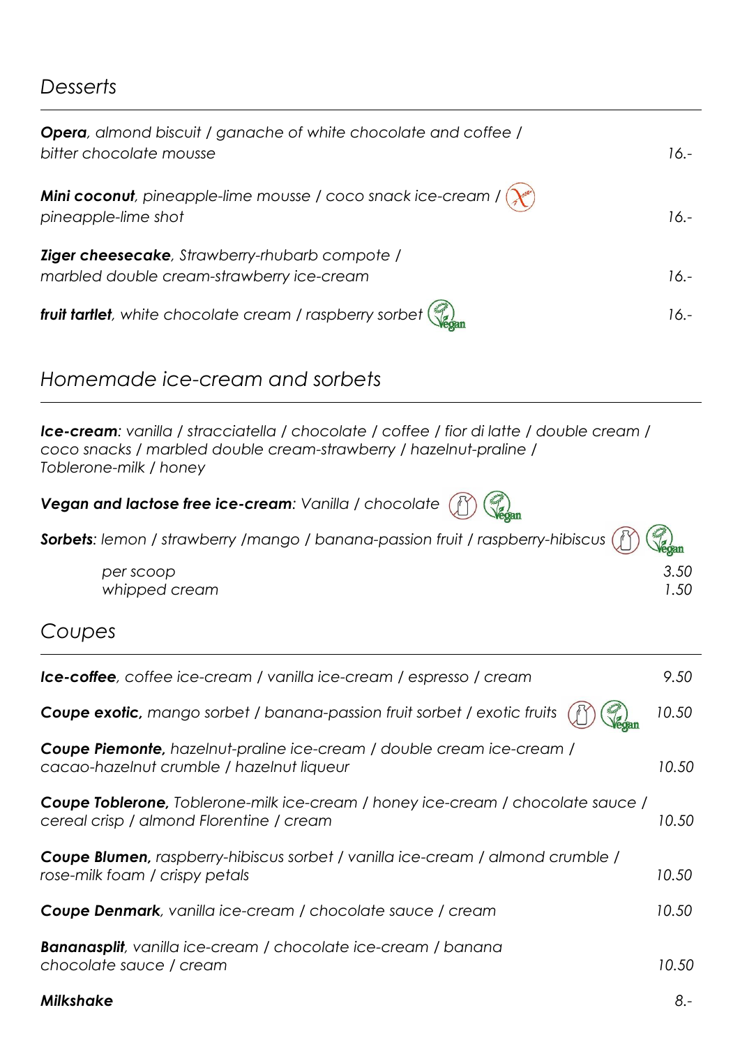## *Desserts*

| | |
|---|---|
| ***Opera**, almond biscuit / ganache of white chocolate and coffee / bitter chocolate mousse* | *16.-* |
| ***Mini coconut**, pineapple-lime mousse / coco snack ice-cream / pineapple-lime shot* | *16.-* |
| ***Ziger cheesecake**, Strawberry-rhubarb compote / marbled double cream-strawberry ice-cream* | *16.-* |
| ***fruit tartlet**, white chocolate cream / raspberry sorbet* (Vegan) | *16.-* |

## *Homemade ice-cream and sorbets*

***Ice-cream**: vanilla / stracciatella / chocolate / coffee / fior di latte / double cream / coco snacks / marbled double cream-strawberry / hazelnut-praline / Toblerone-milk / honey*

***Vegan and lactose free ice-cream**: Vanilla / chocolate* (Vegan)

***Sorbets**: lemon / strawberry /mango / banana-passion fruit / raspberry-hibiscus* (Vegan)

| | |
|---|---|
| *per scoop* | *3.50* |
| *whipped cream* | *1.50* |

## *Coupes*

| | |
|---|---|
| ***Ice-coffee**, coffee ice-cream / vanilla ice-cream / espresso / cream* | *9.50* |
| ***Coupe exotic,** mango sorbet / banana-passion fruit sorbet / exotic fruits* (Vegan) | *10.50* |
| ***Coupe Piemonte,** hazelnut-praline ice-cream / double cream ice-cream / cacao-hazelnut crumble / hazelnut liqueur* | *10.50* |
| ***Coupe Toblerone,** Toblerone-milk ice-cream / honey ice-cream / chocolate sauce / cereal crisp / almond Florentine / cream* | *10.50* |
| ***Coupe Blumen,** raspberry-hibiscus sorbet / vanilla ice-cream / almond crumble / rose-milk foam / crispy petals* | *10.50* |
| ***Coupe Denmark**, vanilla ice-cream / chocolate sauce / cream* | *10.50* |
| ***Bananasplit**, vanilla ice-cream / chocolate ice-cream / banana chocolate sauce / cream* | *10.50* |
| ***Milkshake*** | *8.-* |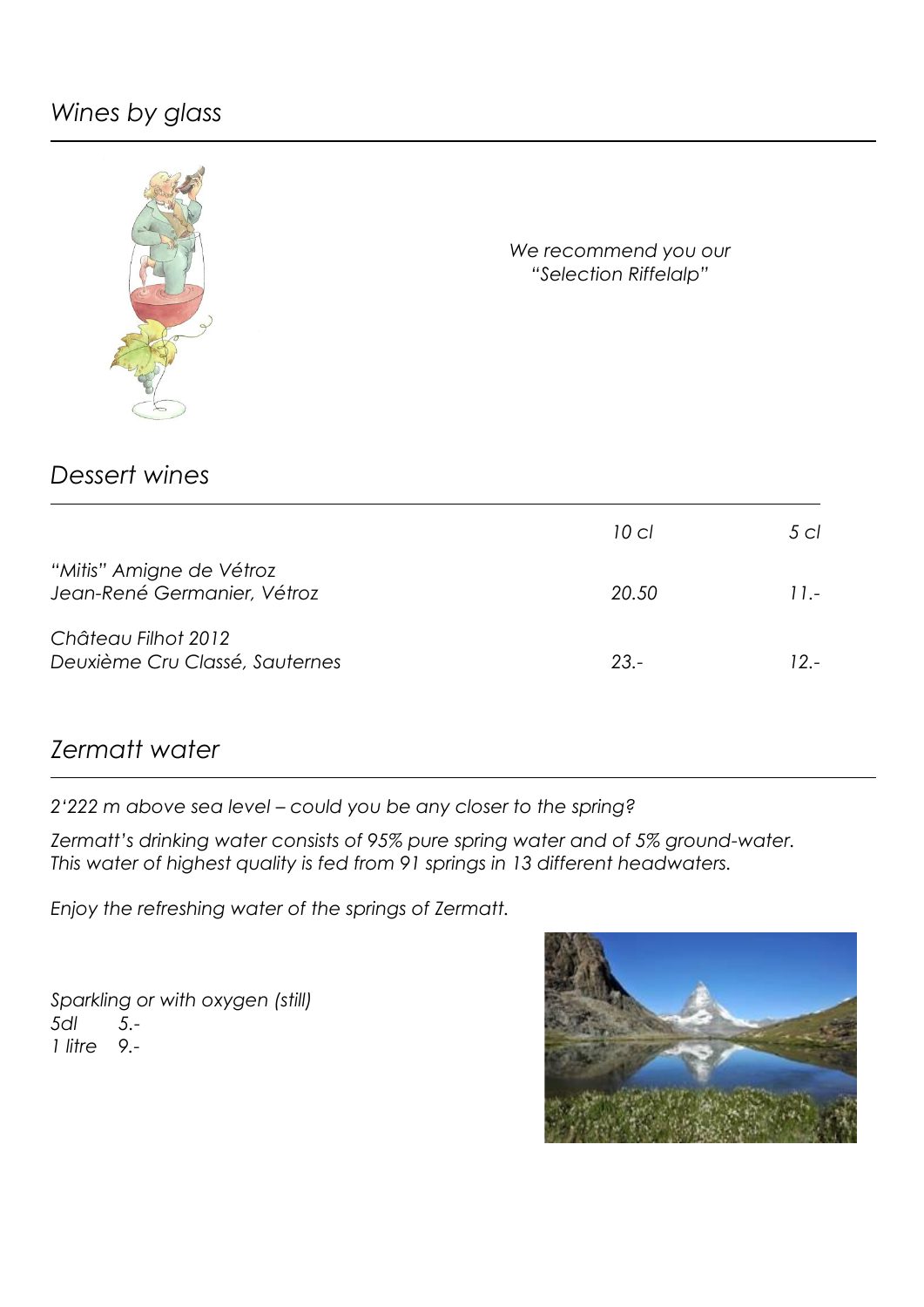## *Wines by glass*

*We recommend you our "Selection Riffelalp"*

## *Dessert wines*

| | *10 cl* | *5 cl* |
|---|---|---|
| *"Mitis" Amigne de Vétroz*<br>*Jean-René Germanier, Vétroz* | *20.50* | *11.-* |
| *Château Filhot 2012*<br>*Deuxième Cru Classé, Sauternes* | *23.-* | *12.-* |

## *Zermatt water*

*2'222 m above sea level – could you be any closer to the spring?*

*Zermatt's drinking water consists of 95% pure spring water and of 5% ground-water. This water of highest quality is fed from 91 springs in 13 different headwaters.*

*Enjoy the refreshing water of the springs of Zermatt.*

*Sparkling or with oxygen (still)*
*5dl 5.-*
*1 litre 9.-*